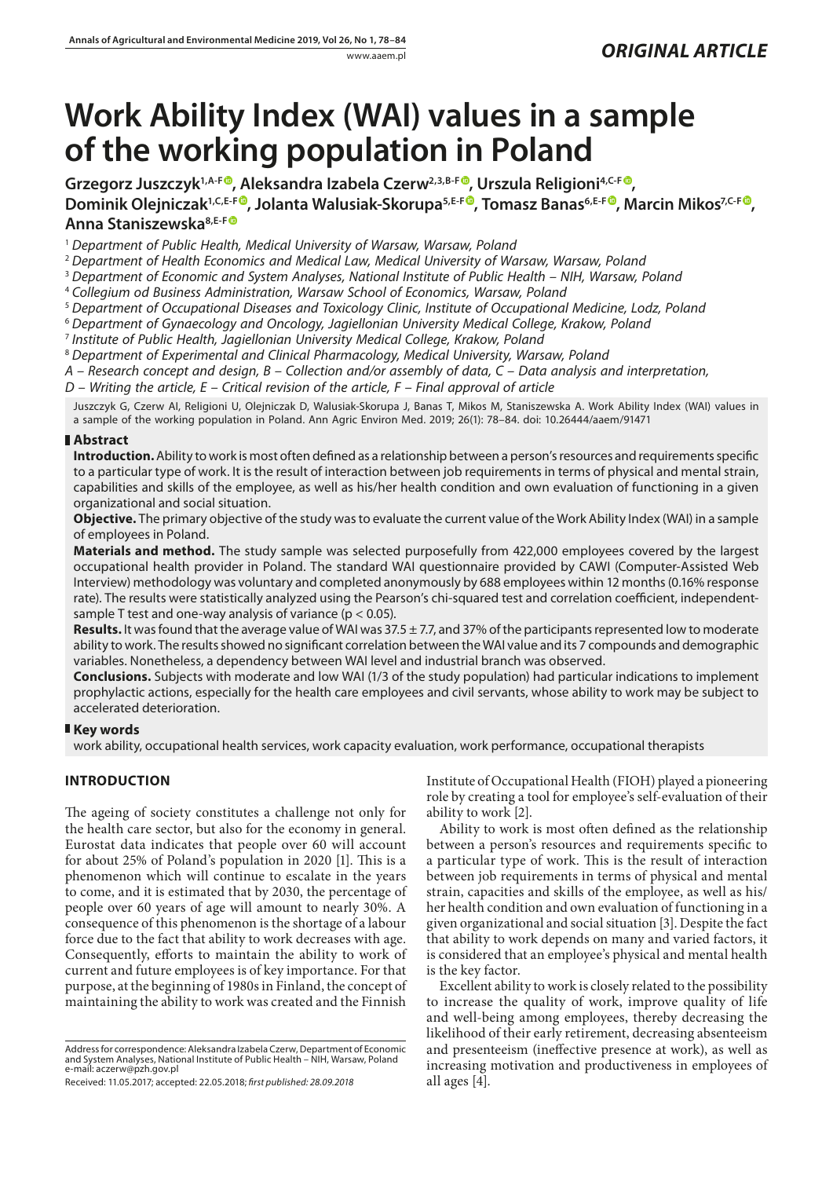*ORIGINAL ARTICLE*

# Work Ability Index (WAI) values in a sample of the working population in Poland

**Grzegorz Juszczyk[1,A-F], Aleksandra Izabela Czerw[2,3,B-F], Urszula Religioni[4,C-F], Dominik Olejniczak[1,C,E-F], Jolanta Walusiak-Skorupa[5,E-F], Tomasz Banas[6,E-F], Marcin Mikos[7,C-F], Anna Staniszewska[8,E-F]**

[1] *Department of Public Health, Medical University of Warsaw, Warsaw, Poland*
[2] *Department of Health Economics and Medical Law, Medical University of Warsaw, Warsaw, Poland*
[3] *Department of Economic and System Analyses, National Institute of Public Health – NIH, Warsaw, Poland*
[4] *Collegium od Business Administration, Warsaw School of Economics, Warsaw, Poland*
[5] *Department of Occupational Diseases and Toxicology Clinic, Institute of Occupational Medicine, Lodz, Poland*
[6] *Department of Gynaecology and Oncology, Jagiellonian University Medical College, Krakow, Poland*
[7] *Institute of Public Health, Jagiellonian University Medical College, Krakow, Poland*
[8] *Department of Experimental and Clinical Pharmacology, Medical University, Warsaw, Poland*

*A – Research concept and design, B – Collection and/or assembly of data, C – Data analysis and interpretation, D – Writing the article, E – Critical revision of the article, F – Final approval of article*

Juszczyk G, Czerw AI, Religioni U, Olejniczak D, Walusiak-Skorupa J, Banas T, Mikos M, Staniszewska A. Work Ability Index (WAI) values in a sample of the working population in Poland. Ann Agric Environ Med. 2019; 26(1): 78–84. doi: 10.26444/aaem/91471

## Abstract

**Introduction.** Ability to work is most often defined as a relationship between a person's resources and requirements specific to a particular type of work. It is the result of interaction between job requirements in terms of physical and mental strain, capabilities and skills of the employee, as well as his/her health condition and own evaluation of functioning in a given organizational and social situation.

**Objective.** The primary objective of the study was to evaluate the current value of the Work Ability Index (WAI) in a sample of employees in Poland.

**Materials and method.** The study sample was selected purposefully from 422,000 employees covered by the largest occupational health provider in Poland. The standard WAI questionnaire provided by CAWI (Computer-Assisted Web Interview) methodology was voluntary and completed anonymously by 688 employees within 12 months (0.16% response rate). The results were statistically analyzed using the Pearson's chi-squared test and correlation coefficient, independent-sample T test and one-way analysis of variance ($p < 0.05$).

**Results.** It was found that the average value of WAI was $37.5 \pm 7.7$, and 37% of the participants represented low to moderate ability to work. The results showed no significant correlation between the WAI value and its 7 compounds and demographic variables. Nonetheless, a dependency between WAI level and industrial branch was observed.

**Conclusions.** Subjects with moderate and low WAI (1/3 of the study population) had particular indications to implement prophylactic actions, especially for the health care employees and civil servants, whose ability to work may be subject to accelerated deterioration.

## Key words

work ability, occupational health services, work capacity evaluation, work performance, occupational therapists

## INTRODUCTION

The ageing of society constitutes a challenge not only for the health care sector, but also for the economy in general. Eurostat data indicates that people over 60 will account for about 25% of Poland's population in 2020 [1]. This is a phenomenon which will continue to escalate in the years to come, and it is estimated that by 2030, the percentage of people over 60 years of age will amount to nearly 30%. A consequence of this phenomenon is the shortage of a labour force due to the fact that ability to work decreases with age. Consequently, efforts to maintain the ability to work of current and future employees is of key importance. For that purpose, at the beginning of 1980s in Finland, the concept of maintaining the ability to work was created and the Finnish Institute of Occupational Health (FIOH) played a pioneering role by creating a tool for employee's self-evaluation of their ability to work [2].

Ability to work is most often defined as the relationship between a person's resources and requirements specific to a particular type of work. This is the result of interaction between job requirements in terms of physical and mental strain, capacities and skills of the employee, as well as his/her health condition and own evaluation of functioning in a given organizational and social situation [3]. Despite the fact that ability to work depends on many and varied factors, it is considered that an employee's physical and mental health is the key factor.

Excellent ability to work is closely related to the possibility to increase the quality of work, improve quality of life and well-being among employees, thereby decreasing the likelihood of their early retirement, decreasing absenteeism and presenteeism (ineffective presence at work), as well as increasing motivation and productiveness in employees of all ages [4].

Address for correspondence: Aleksandra Izabela Czerw, Department of Economic and System Analyses, National Institute of Public Health – NIH, Warsaw, Poland
e-mail: aczerw@pzh.gov.pl

Received: 11.05.2017; accepted: 22.05.2018; *first published: 28.09.2018*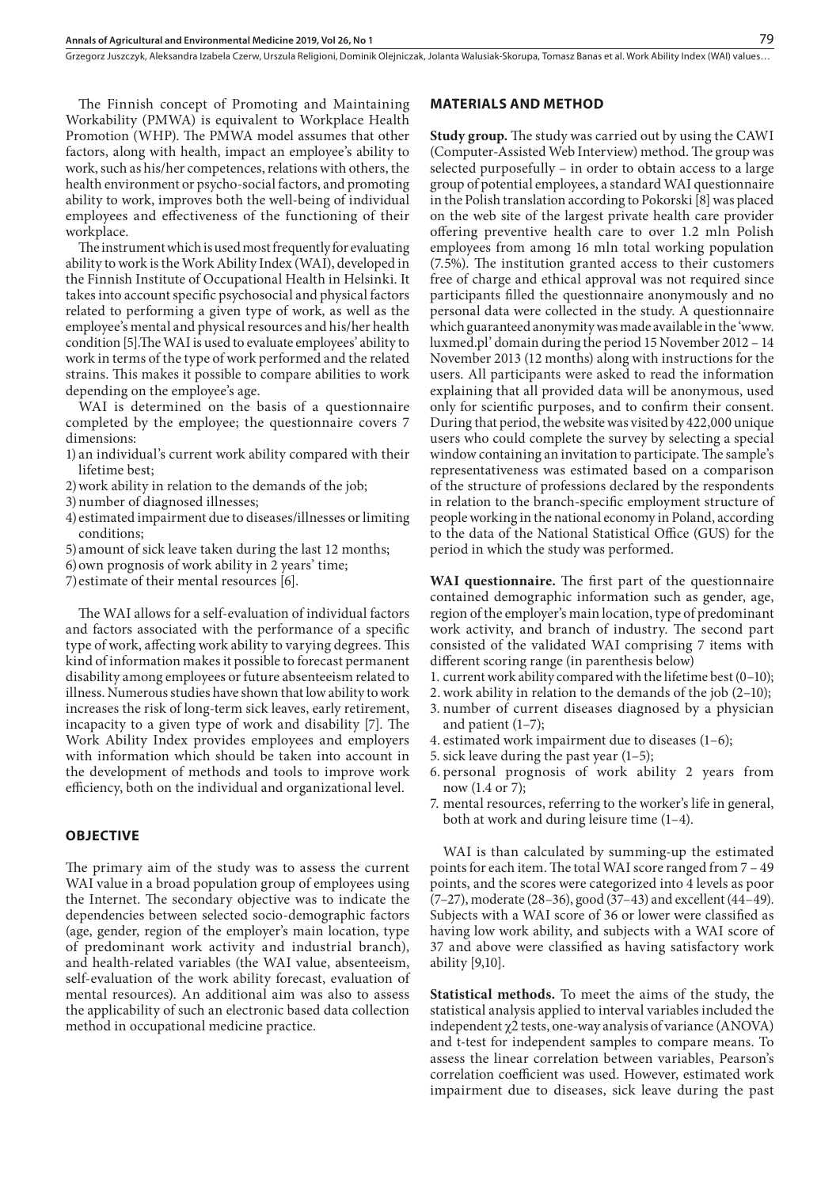The Finnish concept of Promoting and Maintaining Workability (PMWA) is equivalent to Workplace Health Promotion (WHP). The PMWA model assumes that other factors, along with health, impact an employee's ability to work, such as his/her competences, relations with others, the health environment or psycho-social factors, and promoting ability to work, improves both the well-being of individual employees and effectiveness of the functioning of their workplace.

The instrument which is used most frequently for evaluating ability to work is the Work Ability Index (WAI), developed in the Finnish Institute of Occupational Health in Helsinki. It takes into account specific psychosocial and physical factors related to performing a given type of work, as well as the employee's mental and physical resources and his/her health condition [5].The WAI is used to evaluate employees' ability to work in terms of the type of work performed and the related strains. This makes it possible to compare abilities to work depending on the employee's age.

WAI is determined on the basis of a questionnaire completed by the employee; the questionnaire covers 7 dimensions:

1) an individual's current work ability compared with their lifetime best;
2) work ability in relation to the demands of the job;
3) number of diagnosed illnesses;
4) estimated impairment due to diseases/illnesses or limiting conditions;
5) amount of sick leave taken during the last 12 months;
6) own prognosis of work ability in 2 years' time;
7) estimate of their mental resources [6].

The WAI allows for a self-evaluation of individual factors and factors associated with the performance of a specific type of work, affecting work ability to varying degrees. This kind of information makes it possible to forecast permanent disability among employees or future absenteeism related to illness. Numerous studies have shown that low ability to work increases the risk of long-term sick leaves, early retirement, incapacity to a given type of work and disability [7]. The Work Ability Index provides employees and employers with information which should be taken into account in the development of methods and tools to improve work efficiency, both on the individual and organizational level.

## OBJECTIVE

The primary aim of the study was to assess the current WAI value in a broad population group of employees using the Internet. The secondary objective was to indicate the dependencies between selected socio-demographic factors (age, gender, region of the employer's main location, type of predominant work activity and industrial branch), and health-related variables (the WAI value, absenteeism, self-evaluation of the work ability forecast, evaluation of mental resources). An additional aim was also to assess the applicability of such an electronic based data collection method in occupational medicine practice.

## MATERIALS AND METHOD

**Study group.** The study was carried out by using the CAWI (Computer-Assisted Web Interview) method. The group was selected purposefully – in order to obtain access to a large group of potential employees, a standard WAI questionnaire in the Polish translation according to Pokorski [8] was placed on the web site of the largest private health care provider offering preventive health care to over 1.2 mln Polish employees from among 16 mln total working population (7.5%). The institution granted access to their customers free of charge and ethical approval was not required since participants filled the questionnaire anonymously and no personal data were collected in the study. A questionnaire which guaranteed anonymity was made available in the 'www.luxmed.pl' domain during the period 15 November 2012 – 14 November 2013 (12 months) along with instructions for the users. All participants were asked to read the information explaining that all provided data will be anonymous, used only for scientific purposes, and to confirm their consent. During that period, the website was visited by 422,000 unique users who could complete the survey by selecting a special window containing an invitation to participate. The sample's representativeness was estimated based on a comparison of the structure of professions declared by the respondents in relation to the branch-specific employment structure of people working in the national economy in Poland, according to the data of the National Statistical Office (GUS) for the period in which the study was performed.

**WAI questionnaire.** The first part of the questionnaire contained demographic information such as gender, age, region of the employer's main location, type of predominant work activity, and branch of industry. The second part consisted of the validated WAI comprising 7 items with different scoring range (in parenthesis below)

1. current work ability compared with the lifetime best (0–10);
2. work ability in relation to the demands of the job (2–10);
3. number of current diseases diagnosed by a physician and patient (1–7);
4. estimated work impairment due to diseases (1–6);
5. sick leave during the past year (1–5);
6. personal prognosis of work ability 2 years from now (1.4 or 7);
7. mental resources, referring to the worker's life in general, both at work and during leisure time (1–4).

WAI is than calculated by summing-up the estimated points for each item. The total WAI score ranged from 7 – 49 points, and the scores were categorized into 4 levels as poor (7–27), moderate (28–36), good (37–43) and excellent (44–49). Subjects with a WAI score of 36 or lower were classified as having low work ability, and subjects with a WAI score of 37 and above were classified as having satisfactory work ability [9,10].

**Statistical methods.** To meet the aims of the study, the statistical analysis applied to interval variables included the independent $\chi 2$ tests, one-way analysis of variance (ANOVA) and t-test for independent samples to compare means. To assess the linear correlation between variables, Pearson's correlation coefficient was used. However, estimated work impairment due to diseases, sick leave during the past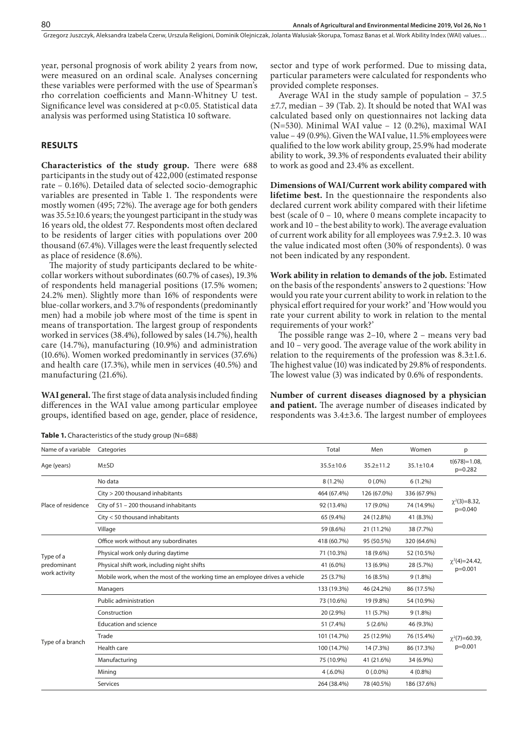year, personal prognosis of work ability 2 years from now, were measured on an ordinal scale. Analyses concerning these variables were performed with the use of Spearman's rho correlation coefficients and Mann-Whitney U test. Significance level was considered at $p<0.05$. Statistical data analysis was performed using Statistica 10 software.

## RESULTS

**Characteristics of the study group.** There were 688 participants in the study out of 422,000 (estimated response rate – 0.16%). Detailed data of selected socio-demographic variables are presented in Table 1. The respondents were mostly women (495; 72%). The average age for both genders was 35.5±10.6 years; the youngest participant in the study was 16 years old, the oldest 77. Respondents most often declared to be residents of larger cities with populations over 200 thousand (67.4%). Villages were the least frequently selected as place of residence (8.6%).

The majority of study participants declared to be white-collar workers without subordinates (60.7% of cases), 19.3% of respondents held managerial positions (17.5% women; 24.2% men). Slightly more than 16% of respondents were blue-collar workers, and 3.7% of respondents (predominantly men) had a mobile job where most of the time is spent in means of transportation. The largest group of respondents worked in services (38.4%), followed by sales (14.7%), health care (14.7%), manufacturing (10.9%) and administration (10.6%). Women worked predominantly in services (37.6%) and health care (17.3%), while men in services (40.5%) and manufacturing (21.6%).

**WAI general.** The first stage of data analysis included finding differences in the WAI value among particular employee groups, identified based on age, gender, place of residence, sector and type of work performed. Due to missing data, particular parameters were calculated for respondents who provided complete responses.

Average WAI in the study sample of population – 37.5 ±7.7, median – 39 (Tab. 2). It should be noted that WAI was calculated based only on questionnaires not lacking data (N=530). Minimal WAI value – 12 (0.2%), maximal WAI value – 49 (0.9%). Given the WAI value, 11.5% employees were qualified to the low work ability group, 25.9% had moderate ability to work, 39.3% of respondents evaluated their ability to work as good and 23.4% as excellent.

**Dimensions of WAI/Current work ability compared with lifetime best.** In the questionnaire the respondents also declared current work ability compared with their lifetime best (scale of 0 – 10, where 0 means complete incapacity to work and 10 – the best ability to work). The average evaluation of current work ability for all employees was 7.9±2.3. 10 was the value indicated most often (30% of respondents). 0 was not been indicated by any respondent.

**Work ability in relation to demands of the job.** Estimated on the basis of the respondents' answers to 2 questions: 'How would you rate your current ability to work in relation to the physical effort required for your work?' and 'How would you rate your current ability to work in relation to the mental requirements of your work?'

The possible range was 2–10, where 2 – means very bad and 10 – very good. The average value of the work ability in relation to the requirements of the profession was 8.3±1.6. The highest value (10) was indicated by 29.8% of respondents. The lowest value (3) was indicated by 0.6% of respondents.

**Number of current diseases diagnosed by a physician and patient.** The average number of diseases indicated by respondents was 3.4±3.6. The largest number of employees

**Table 1.** Characteristics of the study group (N=688)

| Name of a variable | Categories | Total | Men | Women | p |
|---|---|---|---|---|---|
| Age (years) | M±SD | 35.5±10.6 | 35.2±11.2 | 35.1±10.4 | t(678)=1.08, p=0.282 |
| Place of residence | No data | 8 (1.2%) | 0 (.0%) | 6 (1.2%) | $\chi^2(3)=8.32$, p=0.040 |
| | City > 200 thousand inhabitants | 464 (67.4%) | 126 (67.0%) | 336 (67.9%) | |
| | City of 51 – 200 thousand inhabitants | 92 (13.4%) | 17 (9.0%) | 74 (14.9%) | |
| | City < 50 thousand inhabitants | 65 (9.4%) | 24 (12.8%) | 41 (8.3%) | |
| | Village | 59 (8.6%) | 21 (11.2%) | 38 (7.7%) | |
| Type of a predominant work activity | Office work without any subordinates | 418 (60.7%) | 95 (50.5%) | 320 (64.6%) | $\chi^2(4)=24.42$, p=0.001 |
| | Physical work only during daytime | 71 (10.3%) | 18 (9.6%) | 52 (10.5%) | |
| | Physical shift work, including night shifts | 41 (6.0%) | 13 (6.9%) | 28 (5.7%) | |
| | Mobile work, when the most of the working time an employee drives a vehicle | 25 (3.7%) | 16 (8.5%) | 9 (1.8%) | |
| | Managers | 133 (19.3%) | 46 (24.2%) | 86 (17.5%) | |
| Type of a branch | Public administration | 73 (10.6%) | 19 (9.8%) | 54 (10.9%) | $\chi^2(7)=60.39$, p=0.001 |
| | Construction | 20 (2.9%) | 11 (5.7%) | 9 (1.8%) | |
| | Education and science | 51 (7.4%) | 5 (2.6%) | 46 (9.3%) | |
| | Trade | 101 (14.7%) | 25 (12.9%) | 76 (15.4%) | |
| | Health care | 100 (14.7%) | 14 (7.3%) | 86 (17.3%) | |
| | Manufacturing | 75 (10.9%) | 41 (21.6%) | 34 (6.9%) | |
| | Mining | 4 (.6.0%) | 0 (.0.0%) | 4 (0.8%) | |
| | Services | 264 (38.4%) | 78 (40.5%) | 186 (37.6%) | |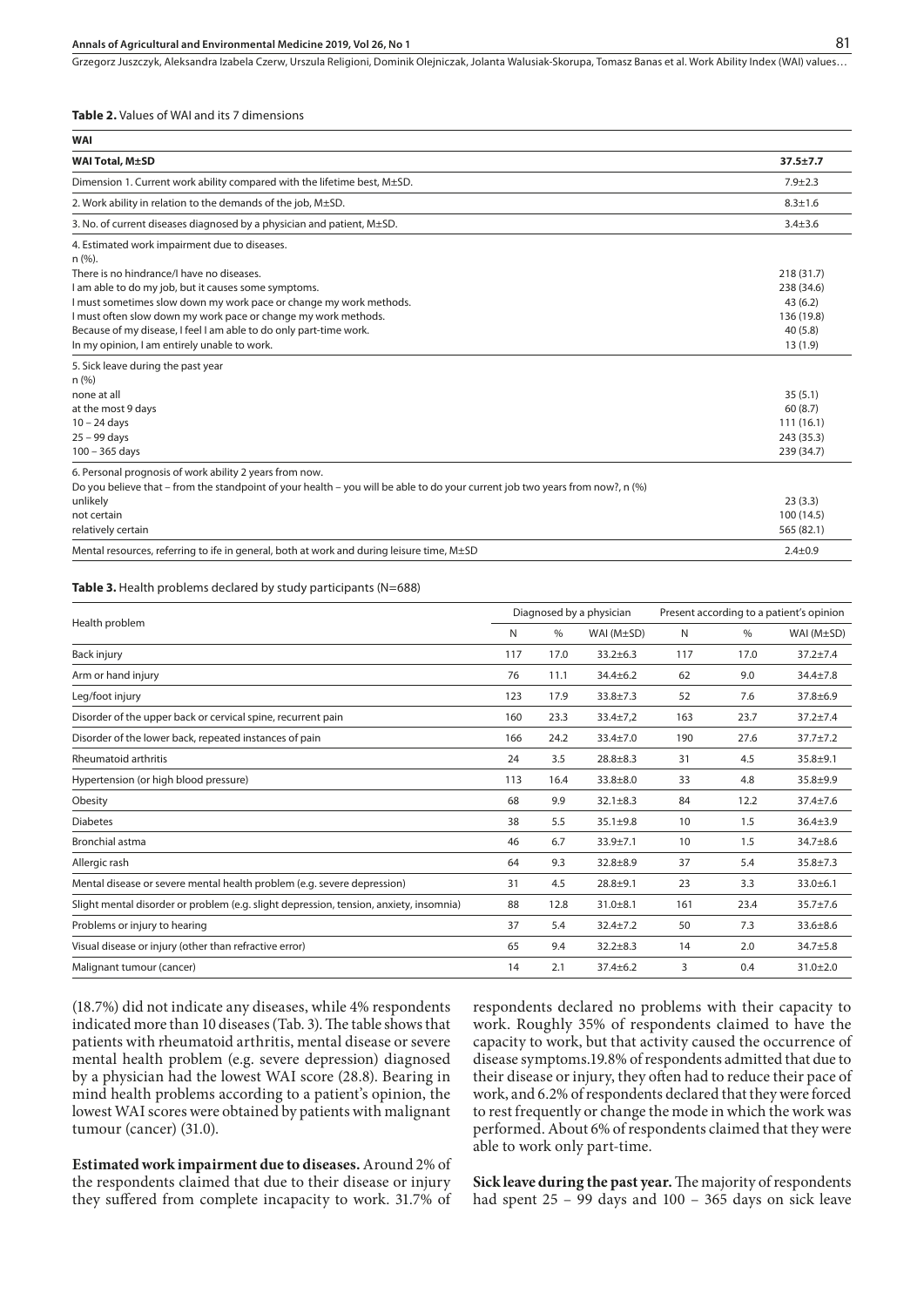**Table 2.** Values of WAI and its 7 dimensions

| WAI | |
|---|---|
| **WAI Total, M±SD** | **37.5±7.7** |
| Dimension 1. Current work ability compared with the lifetime best, M±SD. | 7.9±2.3 |
| 2. Work ability in relation to the demands of the job, M±SD. | 8.3±1.6 |
| 3. No. of current diseases diagnosed by a physician and patient, M±SD. | 3.4±3.6 |
| 4. Estimated work impairment due to diseases. n (%). | |
| There is no hindrance/I have no diseases. | 218 (31.7) |
| I am able to do my job, but it causes some symptoms. | 238 (34.6) |
| I must sometimes slow down my work pace or change my work methods. | 43 (6.2) |
| I must often slow down my work pace or change my work methods. | 136 (19.8) |
| Because of my disease, I feel I am able to do only part-time work. | 40 (5.8) |
| In my opinion, I am entirely unable to work. | 13 (1.9) |
| 5. Sick leave during the past year n (%) | |
| none at all | 35 (5.1) |
| at the most 9 days | 60 (8.7) |
| 10 – 24 days | 111 (16.1) |
| 25 – 99 days | 243 (35.3) |
| 100 – 365 days | 239 (34.7) |
| 6. Personal prognosis of work ability 2 years from now. Do you believe that – from the standpoint of your health – you will be able to do your current job two years from now?, n (%) | |
| unlikely | 23 (3.3) |
| not certain | 100 (14.5) |
| relatively certain | 565 (82.1) |
| Mental resources, referring to ife in general, both at work and during leisure time, M±SD | 2.4±0.9 |

**Table 3.** Health problems declared by study participants (N=688)

| Health problem | Diagnosed by a physician | | | Present according to a patient's opinion | | |
|---|---|---|---|---|---|---|
| | N | % | WAI (M±SD) | N | % | WAI (M±SD) |
| Back injury | 117 | 17.0 | 33.2±6.3 | 117 | 17.0 | 37.2±7.4 |
| Arm or hand injury | 76 | 11.1 | 34.4±6.2 | 62 | 9.0 | 34.4±7.8 |
| Leg/foot injury | 123 | 17.9 | 33.8±7.3 | 52 | 7.6 | 37.8±6.9 |
| Disorder of the upper back or cervical spine, recurrent pain | 160 | 23.3 | 33.4±7,2 | 163 | 23.7 | 37.2±7.4 |
| Disorder of the lower back, repeated instances of pain | 166 | 24.2 | 33.4±7.0 | 190 | 27.6 | 37.7±7.2 |
| Rheumatoid arthritis | 24 | 3.5 | 28.8±8.3 | 31 | 4.5 | 35.8±9.1 |
| Hypertension (or high blood pressure) | 113 | 16.4 | 33.8±8.0 | 33 | 4.8 | 35.8±9.9 |
| Obesity | 68 | 9.9 | 32.1±8.3 | 84 | 12.2 | 37.4±7.6 |
| Diabetes | 38 | 5.5 | 35.1±9.8 | 10 | 1.5 | 36.4±3.9 |
| Bronchial astma | 46 | 6.7 | 33.9±7.1 | 10 | 1.5 | 34.7±8.6 |
| Allergic rash | 64 | 9.3 | 32.8±8.9 | 37 | 5.4 | 35.8±7.3 |
| Mental disease or severe mental health problem (e.g. severe depression) | 31 | 4.5 | 28.8±9.1 | 23 | 3.3 | 33.0±6.1 |
| Slight mental disorder or problem (e.g. slight depression, tension, anxiety, insomnia) | 88 | 12.8 | 31.0±8.1 | 161 | 23.4 | 35.7±7.6 |
| Problems or injury to hearing | 37 | 5.4 | 32.4±7.2 | 50 | 7.3 | 33.6±8.6 |
| Visual disease or injury (other than refractive error) | 65 | 9.4 | 32.2±8.3 | 14 | 2.0 | 34.7±5.8 |
| Malignant tumour (cancer) | 14 | 2.1 | 37.4±6.2 | 3 | 0.4 | 31.0±2.0 |

(18.7%) did not indicate any diseases, while 4% respondents indicated more than 10 diseases (Tab. 3). The table shows that patients with rheumatoid arthritis, mental disease or severe mental health problem (e.g. severe depression) diagnosed by a physician had the lowest WAI score (28.8). Bearing in mind health problems according to a patient's opinion, the lowest WAI scores were obtained by patients with malignant tumour (cancer) (31.0).

**Estimated work impairment due to diseases.** Around 2% of the respondents claimed that due to their disease or injury they suffered from complete incapacity to work. 31.7% of respondents declared no problems with their capacity to work. Roughly 35% of respondents claimed to have the capacity to work, but that activity caused the occurrence of disease symptoms.19.8% of respondents admitted that due to their disease or injury, they often had to reduce their pace of work, and 6.2% of respondents declared that they were forced to rest frequently or change the mode in which the work was performed. About 6% of respondents claimed that they were able to work only part-time.

**Sick leave during the past year.** The majority of respondents had spent 25 – 99 days and 100 – 365 days on sick leave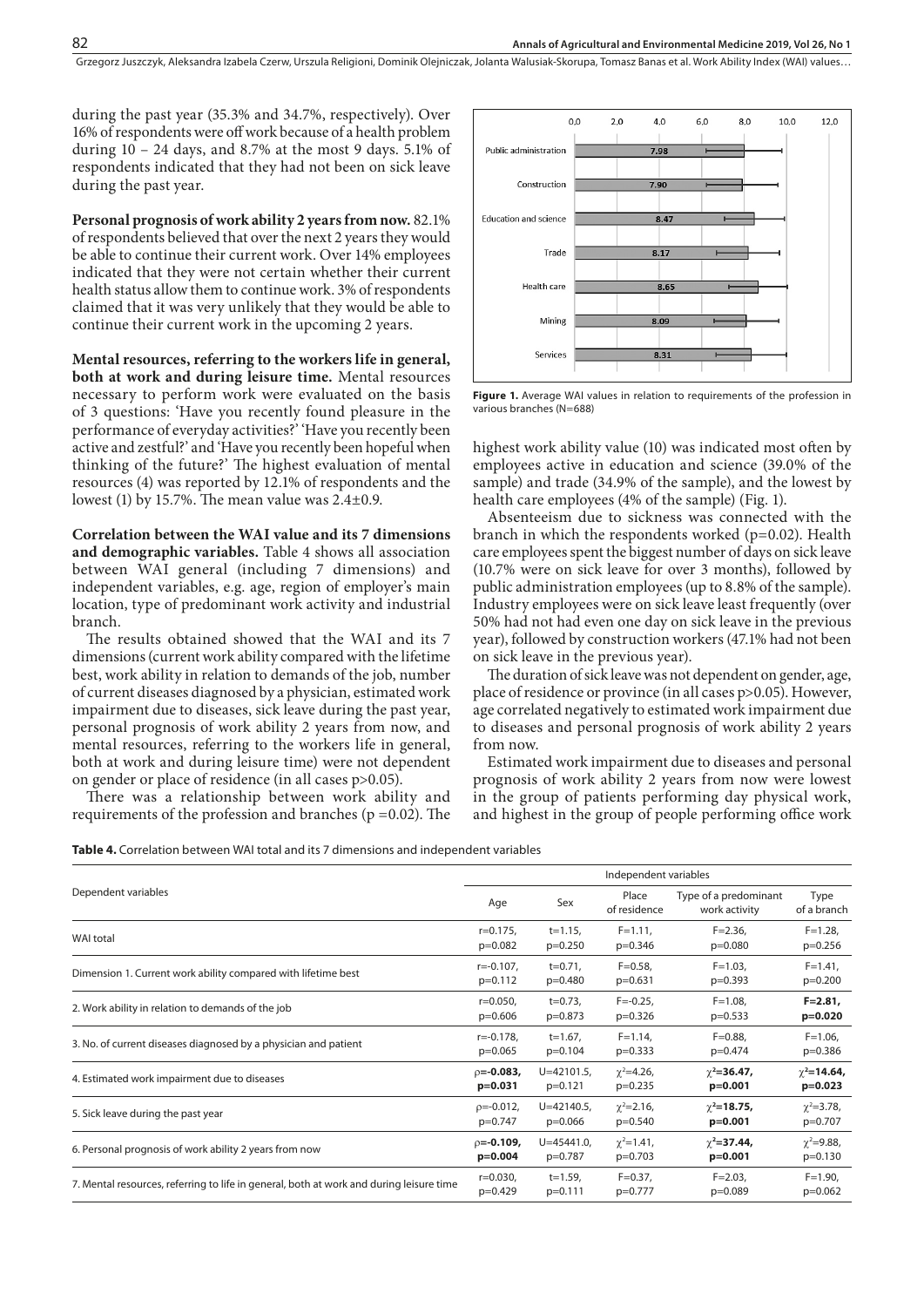during the past year (35.3% and 34.7%, respectively). Over 16% of respondents were off work because of a health problem during 10 – 24 days, and 8.7% at the most 9 days. 5.1% of respondents indicated that they had not been on sick leave during the past year.

**Personal prognosis of work ability 2 years from now.** 82.1% of respondents believed that over the next 2 years they would be able to continue their current work. Over 14% employees indicated that they were not certain whether their current health status allow them to continue work. 3% of respondents claimed that it was very unlikely that they would be able to continue their current work in the upcoming 2 years.

**Mental resources, referring to the workers life in general, both at work and during leisure time.** Mental resources necessary to perform work were evaluated on the basis of 3 questions: 'Have you recently found pleasure in the performance of everyday activities?' 'Have you recently been active and zestful?' and 'Have you recently been hopeful when thinking of the future?' The highest evaluation of mental resources (4) was reported by 12.1% of respondents and the lowest (1) by 15.7%. The mean value was 2.4±0.9.

**Correlation between the WAI value and its 7 dimensions and demographic variables.** Table 4 shows all association between WAI general (including 7 dimensions) and independent variables, e.g. age, region of employer's main location, type of predominant work activity and industrial branch.

The results obtained showed that the WAI and its 7 dimensions (current work ability compared with the lifetime best, work ability in relation to demands of the job, number of current diseases diagnosed by a physician, estimated work impairment due to diseases, sick leave during the past year, personal prognosis of work ability 2 years from now, and mental resources, referring to the workers life in general, both at work and during leisure time) were not dependent on gender or place of residence (in all cases p>0.05).

There was a relationship between work ability and requirements of the profession and branches (p =0.02). The highest work ability value (10) was indicated most often by employees active in education and science (39.0% of the sample) and trade (34.9% of the sample), and the lowest by health care employees (4% of the sample) (Fig. 1).

| | 0.0 – 12.0 |
|---|---|
| Public administration | 7.98 |
| Construction | 7.90 |
| Education and science | 8.47 |
| Trade | 8.17 |
| Health care | 8.65 |
| Mining | 8.09 |
| Services | 8.31 |

**Figure 1.** Average WAI values in relation to requirements of the profession in various branches (N=688)

Absenteeism due to sickness was connected with the branch in which the respondents worked (p=0.02). Health care employees spent the biggest number of days on sick leave (10.7% were on sick leave for over 3 months), followed by public administration employees (up to 8.8% of the sample). Industry employees were on sick leave least frequently (over 50% had not had even one day on sick leave in the previous year), followed by construction workers (47.1% had not been on sick leave in the previous year).

The duration of sick leave was not dependent on gender, age, place of residence or province (in all cases p>0.05). However, age correlated negatively to estimated work impairment due to diseases and personal prognosis of work ability 2 years from now.

Estimated work impairment due to diseases and personal prognosis of work ability 2 years from now were lowest in the group of patients performing day physical work, and highest in the group of people performing office work

**Table 4.** Correlation between WAI total and its 7 dimensions and independent variables

| Dependent variables | Independent variables | | | | |
|---|---|---|---|---|---|
| | Age | Sex | Place of residence | Type of a predominant work activity | Type of a branch |
| WAI total | r=0.175, p=0.082 | t=1.15, p=0.250 | F=1.11, p=0.346 | F=2.36, p=0.080 | F=1.28, p=0.256 |
| Dimension 1. Current work ability compared with lifetime best | r=-0.107, p=0.112 | t=0.71, p=0.480 | F=0.58, p=0.631 | F=1.03, p=0.393 | F=1.41, p=0.200 |
| 2. Work ability in relation to demands of the job | r=0.050, p=0.606 | t=0.73, p=0.873 | F=-0.25, p=0.326 | F=1.08, p=0.533 | **F=2.81, p=0.020** |
| 3. No. of current diseases diagnosed by a physician and patient | r=-0.178, p=0.065 | t=1.67, p=0.104 | F=1.14, p=0.333 | F=0.88, p=0.474 | F=1.06, p=0.386 |
| 4. Estimated work impairment due to diseases | **ρ=-0.083, p=0.031** | U=42101.5, p=0.121 | $\chi^2$=4.26, p=0.235 | **$\chi^2$=36.47, p=0.001** | **$\chi^2$=14.64, p=0.023** |
| 5. Sick leave during the past year | ρ=-0.012, p=0.747 | U=42140.5, p=0.066 | $\chi^2$=2.16, p=0.540 | **$\chi^2$=18.75, p=0.001** | $\chi^2$=3.78, p=0.707 |
| 6. Personal prognosis of work ability 2 years from now | **ρ=-0.109, p=0.004** | U=45441.0, p=0.787 | $\chi^2$=1.41, p=0.703 | **$\chi^2$=37.44, p=0.001** | $\chi^2$=9.88, p=0.130 |
| 7. Mental resources, referring to life in general, both at work and during leisure time | r=0.030, p=0.429 | t=1.59, p=0.111 | F=0.37, p=0.777 | F=2.03, p=0.089 | F=1.90, p=0.062 |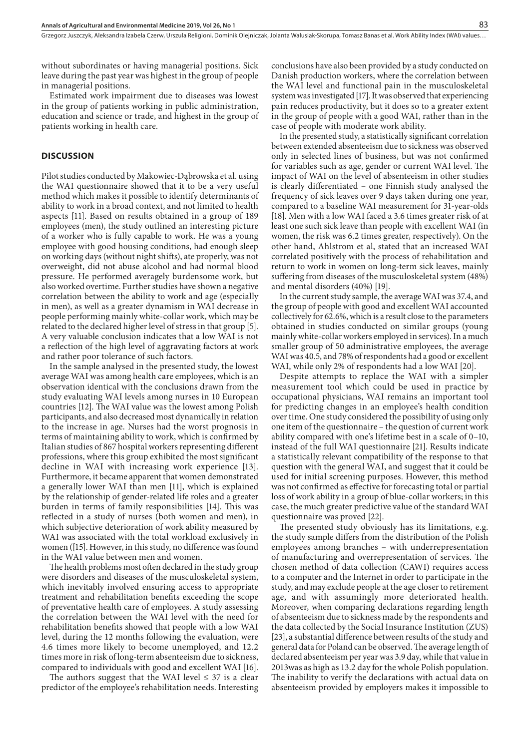without subordinates or having managerial positions. Sick leave during the past year was highest in the group of people in managerial positions.

Estimated work impairment due to diseases was lowest in the group of patients working in public administration, education and science or trade, and highest in the group of patients working in health care.

## DISCUSSION

Pilot studies conducted by Makowiec-Dąbrowska et al. using the WAI questionnaire showed that it to be a very useful method which makes it possible to identify determinants of ability to work in a broad context, and not limited to health aspects [11]. Based on results obtained in a group of 189 employees (men), the study outlined an interesting picture of a worker who is fully capable to work. He was a young employee with good housing conditions, had enough sleep on working days (without night shifts), ate properly, was not overweight, did not abuse alcohol and had normal blood pressure. He performed averagely burdensome work, but also worked overtime. Further studies have shown a negative correlation between the ability to work and age (especially in men), as well as a greater dynamism in WAI decrease in people performing mainly white-collar work, which may be related to the declared higher level of stress in that group [5]. A very valuable conclusion indicates that a low WAI is not a reflection of the high level of aggravating factors at work and rather poor tolerance of such factors.

In the sample analysed in the presented study, the lowest average WAI was among health care employees, which is an observation identical with the conclusions drawn from the study evaluating WAI levels among nurses in 10 European countries [12]. The WAI value was the lowest among Polish participants, and also decreased most dynamically in relation to the increase in age. Nurses had the worst prognosis in terms of maintaining ability to work, which is confirmed by Italian studies of 867 hospital workers representing different professions, where this group exhibited the most significant decline in WAI with increasing work experience [13]. Furthermore, it became apparent that women demonstrated a generally lower WAI than men [11], which is explained by the relationship of gender-related life roles and a greater burden in terms of family responsibilities [14]. This was reflected in a study of nurses (both women and men), in which subjective deterioration of work ability measured by WAI was associated with the total workload exclusively in women ([15]. However, in this study, no difference was found in the WAI value between men and women.

The health problems most often declared in the study group were disorders and diseases of the musculoskeletal system, which inevitably involved ensuring access to appropriate treatment and rehabilitation benefits exceeding the scope of preventative health care of employees. A study assessing the correlation between the WAI level with the need for rehabilitation benefits showed that people with a low WAI level, during the 12 months following the evaluation, were 4.6 times more likely to become unemployed, and 12.2 times more in risk of long-term absenteeism due to sickness, compared to individuals with good and excellent WAI [16].

The authors suggest that the WAI level $\leq 37$ is a clear predictor of the employee's rehabilitation needs. Interesting conclusions have also been provided by a study conducted on Danish production workers, where the correlation between the WAI level and functional pain in the musculoskeletal system was investigated [17]. It was observed that experiencing pain reduces productivity, but it does so to a greater extent in the group of people with a good WAI, rather than in the case of people with moderate work ability.

In the presented study, a statistically significant correlation between extended absenteeism due to sickness was observed only in selected lines of business, but was not confirmed for variables such as age, gender or current WAI level. The impact of WAI on the level of absenteeism in other studies is clearly differentiated – one Finnish study analysed the frequency of sick leaves over 9 days taken during one year, compared to a baseline WAI measurement for 31-year-olds [18]. Men with a low WAI faced a 3.6 times greater risk of at least one such sick leave than people with excellent WAI (in women, the risk was 6.2 times greater, respectively). On the other hand, Ahlstrom et al, stated that an increased WAI correlated positively with the process of rehabilitation and return to work in women on long-term sick leaves, mainly suffering from diseases of the musculoskeletal system (48%) and mental disorders (40%) [19].

In the current study sample, the average WAI was 37.4, and the group of people with good and excellent WAI accounted collectively for 62.6%, which is a result close to the parameters obtained in studies conducted on similar groups (young mainly white-collar workers employed in services). In a much smaller group of 50 administrative employees, the average WAI was 40.5, and 78% of respondents had a good or excellent WAI, while only 2% of respondents had a low WAI [20].

Despite attempts to replace the WAI with a simpler measurement tool which could be used in practice by occupational physicians, WAI remains an important tool for predicting changes in an employee's health condition over time. One study considered the possibility of using only one item of the questionnaire – the question of current work ability compared with one's lifetime best in a scale of 0–10, instead of the full WAI questionnaire [21]. Results indicate a statistically relevant compatibility of the response to that question with the general WAI, and suggest that it could be used for initial screening purposes. However, this method was not confirmed as effective for forecasting total or partial loss of work ability in a group of blue-collar workers; in this case, the much greater predictive value of the standard WAI questionnaire was proved [22].

The presented study obviously has its limitations, e.g. the study sample differs from the distribution of the Polish employees among branches – with underrepresentation of manufacturing and overrepresentation of services. The chosen method of data collection (CAWI) requires access to a computer and the Internet in order to participate in the study, and may exclude people at the age closer to retirement age, and with assumingly more deteriorated health. Moreover, when comparing declarations regarding length of absenteeism due to sickness made by the respondents and the data collected by the Social Insurance Institution (ZUS) [23], a substantial difference between results of the study and general data for Poland can be observed. The average length of declared absenteeism per year was 3.9 day, while that value in 2013was as high as 13.2 day for the whole Polish population. The inability to verify the declarations with actual data on absenteeism provided by employers makes it impossible to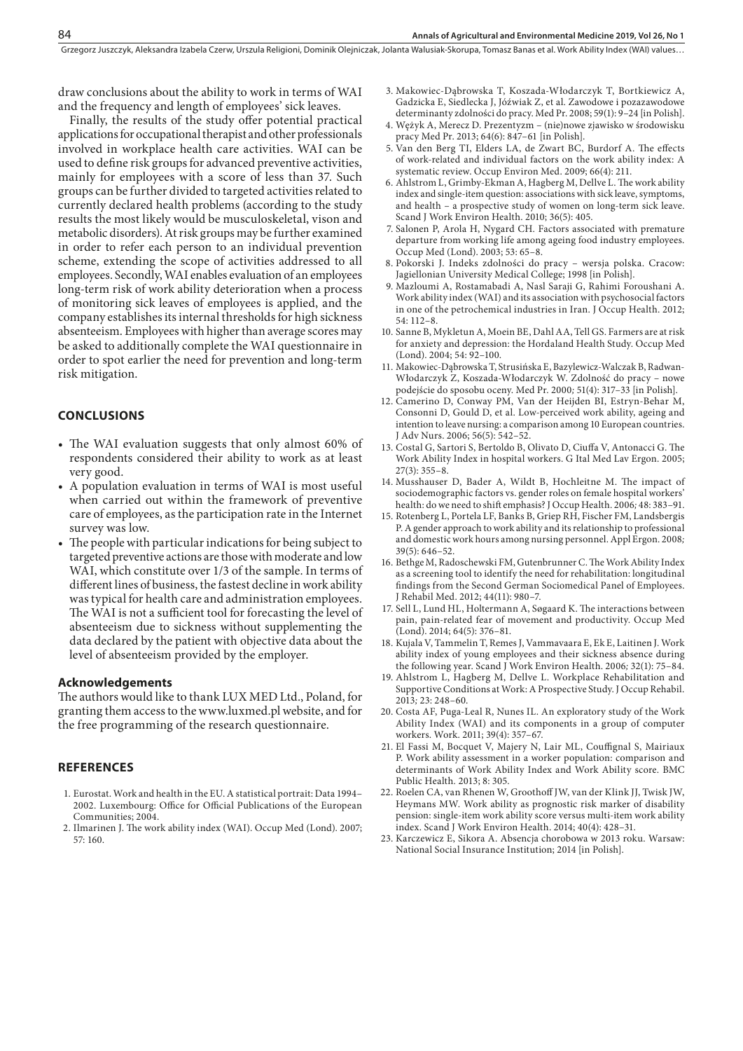draw conclusions about the ability to work in terms of WAI and the frequency and length of employees' sick leaves.

Finally, the results of the study offer potential practical applications for occupational therapist and other professionals involved in workplace health care activities. WAI can be used to define risk groups for advanced preventive activities, mainly for employees with a score of less than 37. Such groups can be further divided to targeted activities related to currently declared health problems (according to the study results the most likely would be musculoskeletal, vison and metabolic disorders). At risk groups may be further examined in order to refer each person to an individual prevention scheme, extending the scope of activities addressed to all employees. Secondly, WAI enables evaluation of an employees long-term risk of work ability deterioration when a process of monitoring sick leaves of employees is applied, and the company establishes its internal thresholds for high sickness absenteeism. Employees with higher than average scores may be asked to additionally complete the WAI questionnaire in order to spot earlier the need for prevention and long-term risk mitigation.

## CONCLUSIONS

- The WAI evaluation suggests that only almost 60% of respondents considered their ability to work as at least very good.
- A population evaluation in terms of WAI is most useful when carried out within the framework of preventive care of employees, as the participation rate in the Internet survey was low.
- The people with particular indications for being subject to targeted preventive actions are those with moderate and low WAI, which constitute over 1/3 of the sample. In terms of different lines of business, the fastest decline in work ability was typical for health care and administration employees. The WAI is not a sufficient tool for forecasting the level of absenteeism due to sickness without supplementing the data declared by the patient with objective data about the level of absenteeism provided by the employer.

### Acknowledgements

The authors would like to thank LUX MED Ltd., Poland, for granting them access to the www.luxmed.pl website, and for the free programming of the research questionnaire.

## REFERENCES

1. Eurostat. Work and health in the EU. A statistical portrait: Data 1994–2002. Luxembourg: Office for Official Publications of the European Communities; 2004.
2. Ilmarinen J. The work ability index (WAI). Occup Med (Lond). 2007; 57: 160.
3. Makowiec-Dąbrowska T, Koszada-Włodarczyk T, Bortkiewicz A, Gadzicka E, Siedlecka J, Jóźwiak Z, et al. Zawodowe i pozazawodowe determinanty zdolności do pracy. Med Pr. 2008; 59(1): 9–24 [in Polish].
4. Wężyk A, Merecz D. Prezentyzm – (nie)nowe zjawisko w środowisku pracy Med Pr. 2013; 64(6): 847–61 [in Polish].
5. Van den Berg TI, Elders LA, de Zwart BC, Burdorf A. The effects of work-related and individual factors on the work ability index: A systematic review. Occup Environ Med. 2009; 66(4): 211.
6. Ahlstrom L, Grimby-Ekman A, Hagberg M, Dellve L. The work ability index and single-item question: associations with sick leave, symptoms, and health – a prospective study of women on long-term sick leave. Scand J Work Environ Health. 2010; 36(5): 405.
7. Salonen P, Arola H, Nygard CH. Factors associated with premature departure from working life among ageing food industry employees. Occup Med (Lond). 2003; 53: 65–8.
8. Pokorski J. Indeks zdolności do pracy – wersja polska. Cracow: Jagiellonian University Medical College; 1998 [in Polish].
9. Mazloumi A, Rostamabadi A, Nasl Saraji G, Rahimi Foroushani A. Work ability index (WAI) and its association with psychosocial factors in one of the petrochemical industries in Iran. J Occup Health. 2012; 54: 112–8.
10. Sanne B, Mykletun A, Moein BE, Dahl AA, Tell GS. Farmers are at risk for anxiety and depression: the Hordaland Health Study. Occup Med (Lond). 2004; 54: 92–100.
11. Makowiec-Dąbrowska T, Strusińska E, Bazylewicz-Walczak B, Radwan-Włodarczyk Z, Koszada-Włodarczyk W. Zdolność do pracy – nowe podejście do sposobu oceny. Med Pr. 2000; 51(4): 317–33 [in Polish].
12. Camerino D, Conway PM, Van der Heijden BI, Estryn-Behar M, Consonni D, Gould D, et al. Low-perceived work ability, ageing and intention to leave nursing: a comparison among 10 European countries. J Adv Nurs. 2006; 56(5): 542–52.
13. Costal G, Sartori S, Bertoldo B, Olivato D, Ciuffa V, Antonacci G. The Work Ability Index in hospital workers. G Ital Med Lav Ergon. 2005; 27(3): 355–8.
14. Musshauser D, Bader A, Wildt B, Hochleitne M. The impact of sociodemographic factors vs. gender roles on female hospital workers' health: do we need to shift emphasis? J Occup Health. 2006; 48: 383–91.
15. Rotenberg L, Portela LF, Banks B, Griep RH, Fischer FM, Landsbergis P. A gender approach to work ability and its relationship to professional and domestic work hours among nursing personnel. Appl Ergon. 2008; 39(5): 646–52.
16. Bethge M, Radoschewski FM, Gutenbrunner C. The Work Ability Index as a screening tool to identify the need for rehabilitation: longitudinal findings from the Second German Sociomedical Panel of Employees. J Rehabil Med. 2012; 44(11): 980–7.
17. Sell L, Lund HL, Holtermann A, Søgaard K. The interactions between pain, pain-related fear of movement and productivity. Occup Med (Lond). 2014; 64(5): 376–81.
18. Kujala V, Tammelin T, Remes J, Vammavaara E, Ek E, Laitinen J. Work ability index of young employees and their sickness absence during the following year. Scand J Work Environ Health. 2006; 32(1): 75–84.
19. Ahlstrom L, Hagberg M, Dellve L. Workplace Rehabilitation and Supportive Conditions at Work: A Prospective Study. J Occup Rehabil. 2013; 23: 248–60.
20. Costa AF, Puga-Leal R, Nunes IL. An exploratory study of the Work Ability Index (WAI) and its components in a group of computer workers. Work. 2011; 39(4): 357–67.
21. El Fassi M, Bocquet V, Majery N, Lair ML, Couffignal S, Mairiaux P. Work ability assessment in a worker population: comparison and determinants of Work Ability Index and Work Ability score. BMC Public Health. 2013; 8: 305.
22. Roelen CA, van Rhenen W, Groothoff JW, van der Klink JJ, Twisk JW, Heymans MW. Work ability as prognostic risk marker of disability pension: single-item work ability score versus multi-item work ability index. Scand J Work Environ Health. 2014; 40(4): 428–31.
23. Karczewicz E, Sikora A. Absencja chorobowa w 2013 roku. Warsaw: National Social Insurance Institution; 2014 [in Polish].